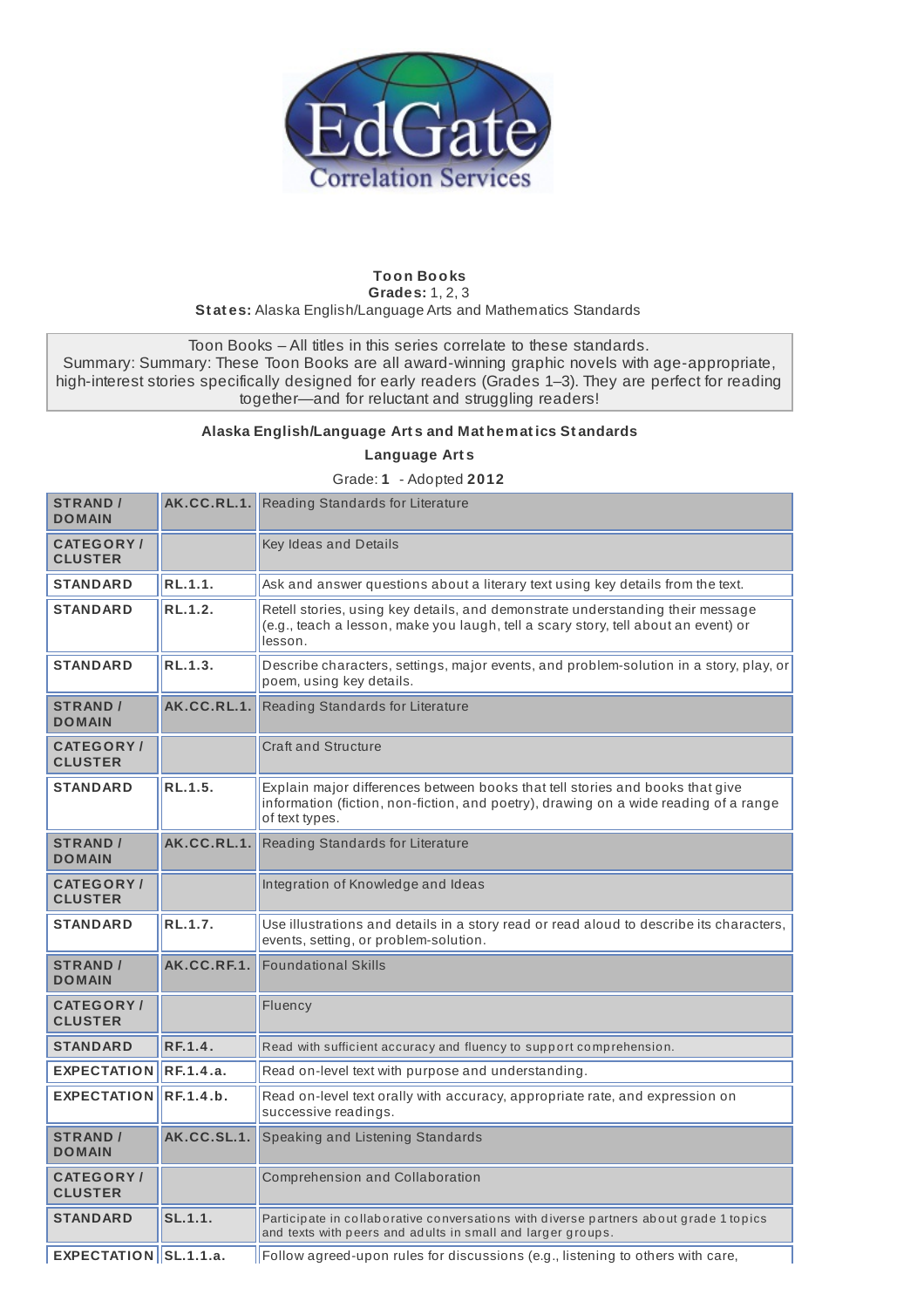**Toon Books**
**Grades:** 1, 2, 3
**States:** Alaska English/Language Arts and Mathematics Standards

Toon Books – All titles in this series correlate to these standards.
Summary: Summary: These Toon Books are all award-winning graphic novels with age-appropriate, high-interest stories specifically designed for early readers (Grades 1–3). They are perfect for reading together—and for reluctant and struggling readers!

**Alaska English/Language Arts and Mathematics Standards**

**Language Arts**

Grade: **1** - Adopted **2012**

| | | |
|---|---|---|
| **STRAND / DOMAIN** | **AK.CC.RL.1.** | Reading Standards for Literature |
| **CATEGORY / CLUSTER** | | Key Ideas and Details |
| **STANDARD** | **RL.1.1.** | Ask and answer questions about a literary text using key details from the text. |
| **STANDARD** | **RL.1.2.** | Retell stories, using key details, and demonstrate understanding their message (e.g., teach a lesson, make you laugh, tell a scary story, tell about an event) or lesson. |
| **STANDARD** | **RL.1.3.** | Describe characters, settings, major events, and problem-solution in a story, play, or poem, using key details. |
| **STRAND / DOMAIN** | **AK.CC.RL.1.** | Reading Standards for Literature |
| **CATEGORY / CLUSTER** | | Craft and Structure |
| **STANDARD** | **RL.1.5.** | Explain major differences between books that tell stories and books that give information (fiction, non-fiction, and poetry), drawing on a wide reading of a range of text types. |
| **STRAND / DOMAIN** | **AK.CC.RL.1.** | Reading Standards for Literature |
| **CATEGORY / CLUSTER** | | Integration of Knowledge and Ideas |
| **STANDARD** | **RL.1.7.** | Use illustrations and details in a story read or read aloud to describe its characters, events, setting, or problem-solution. |
| **STRAND / DOMAIN** | **AK.CC.RF.1.** | Foundational Skills |
| **CATEGORY / CLUSTER** | | Fluency |
| **STANDARD** | **RF.1.4.** | Read with sufficient accuracy and fluency to support comprehension. |
| **EXPECTATION** | **RF.1.4.a.** | Read on-level text with purpose and understanding. |
| **EXPECTATION** | **RF.1.4.b.** | Read on-level text orally with accuracy, appropriate rate, and expression on successive readings. |
| **STRAND / DOMAIN** | **AK.CC.SL.1.** | Speaking and Listening Standards |
| **CATEGORY / CLUSTER** | | Comprehension and Collaboration |
| **STANDARD** | **SL.1.1.** | Participate in collaborative conversations with diverse partners about grade 1 topics and texts with peers and adults in small and larger groups. |
| **EXPECTATION** | **SL.1.1.a.** | Follow agreed-upon rules for discussions (e.g., listening to others with care, |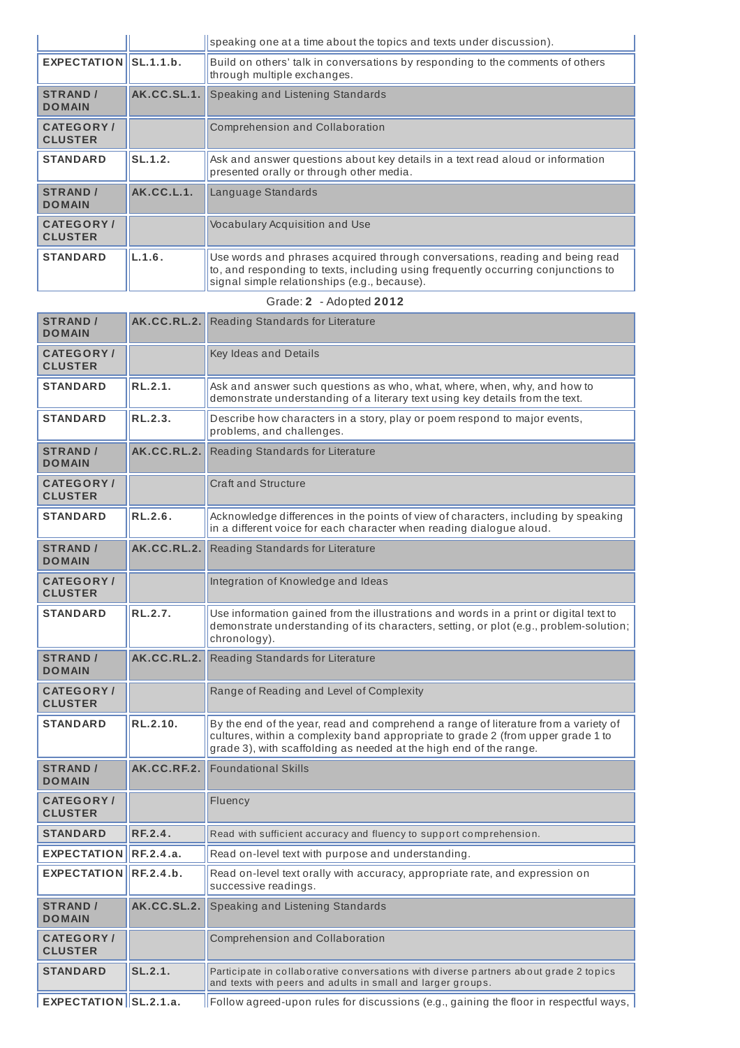| | | |
|---|---|---|
| | | speaking one at a time about the topics and texts under discussion). |
| EXPECTATION | SL.1.1.b. | Build on others' talk in conversations by responding to the comments of others through multiple exchanges. |
| STRAND / DOMAIN | AK.CC.SL.1. | Speaking and Listening Standards |
| CATEGORY / CLUSTER | | Comprehension and Collaboration |
| STANDARD | SL.1.2. | Ask and answer questions about key details in a text read aloud or information presented orally or through other media. |
| STRAND / DOMAIN | AK.CC.L.1. | Language Standards |
| CATEGORY / CLUSTER | | Vocabulary Acquisition and Use |
| STANDARD | L.1.6. | Use words and phrases acquired through conversations, reading and being read to, and responding to texts, including using frequently occurring conjunctions to signal simple relationships (e.g., because). |

Grade: **2** - Adopted **2012**

| | | |
|---|---|---|
| STRAND / DOMAIN | AK.CC.RL.2. | Reading Standards for Literature |
| CATEGORY / CLUSTER | | Key Ideas and Details |
| STANDARD | RL.2.1. | Ask and answer such questions as who, what, where, when, why, and how to demonstrate understanding of a literary text using key details from the text. |
| STANDARD | RL.2.3. | Describe how characters in a story, play or poem respond to major events, problems, and challenges. |
| STRAND / DOMAIN | AK.CC.RL.2. | Reading Standards for Literature |
| CATEGORY / CLUSTER | | Craft and Structure |
| STANDARD | RL.2.6. | Acknowledge differences in the points of view of characters, including by speaking in a different voice for each character when reading dialogue aloud. |
| STRAND / DOMAIN | AK.CC.RL.2. | Reading Standards for Literature |
| CATEGORY / CLUSTER | | Integration of Knowledge and Ideas |
| STANDARD | RL.2.7. | Use information gained from the illustrations and words in a print or digital text to demonstrate understanding of its characters, setting, or plot (e.g., problem-solution; chronology). |
| STRAND / DOMAIN | AK.CC.RL.2. | Reading Standards for Literature |
| CATEGORY / CLUSTER | | Range of Reading and Level of Complexity |
| STANDARD | RL.2.10. | By the end of the year, read and comprehend a range of literature from a variety of cultures, within a complexity band appropriate to grade 2 (from upper grade 1 to grade 3), with scaffolding as needed at the high end of the range. |
| STRAND / DOMAIN | AK.CC.RF.2. | Foundational Skills |
| CATEGORY / CLUSTER | | Fluency |
| STANDARD | RF.2.4. | Read with sufficient accuracy and fluency to support comprehension. |
| EXPECTATION | RF.2.4.a. | Read on-level text with purpose and understanding. |
| EXPECTATION | RF.2.4.b. | Read on-level text orally with accuracy, appropriate rate, and expression on successive readings. |
| STRAND / DOMAIN | AK.CC.SL.2. | Speaking and Listening Standards |
| CATEGORY / CLUSTER | | Comprehension and Collaboration |
| STANDARD | SL.2.1. | Participate in collaborative conversations with diverse partners about grade 2 topics and texts with peers and adults in small and larger groups. |
| EXPECTATION | SL.2.1.a. | Follow agreed-upon rules for discussions (e.g., gaining the floor in respectful ways, |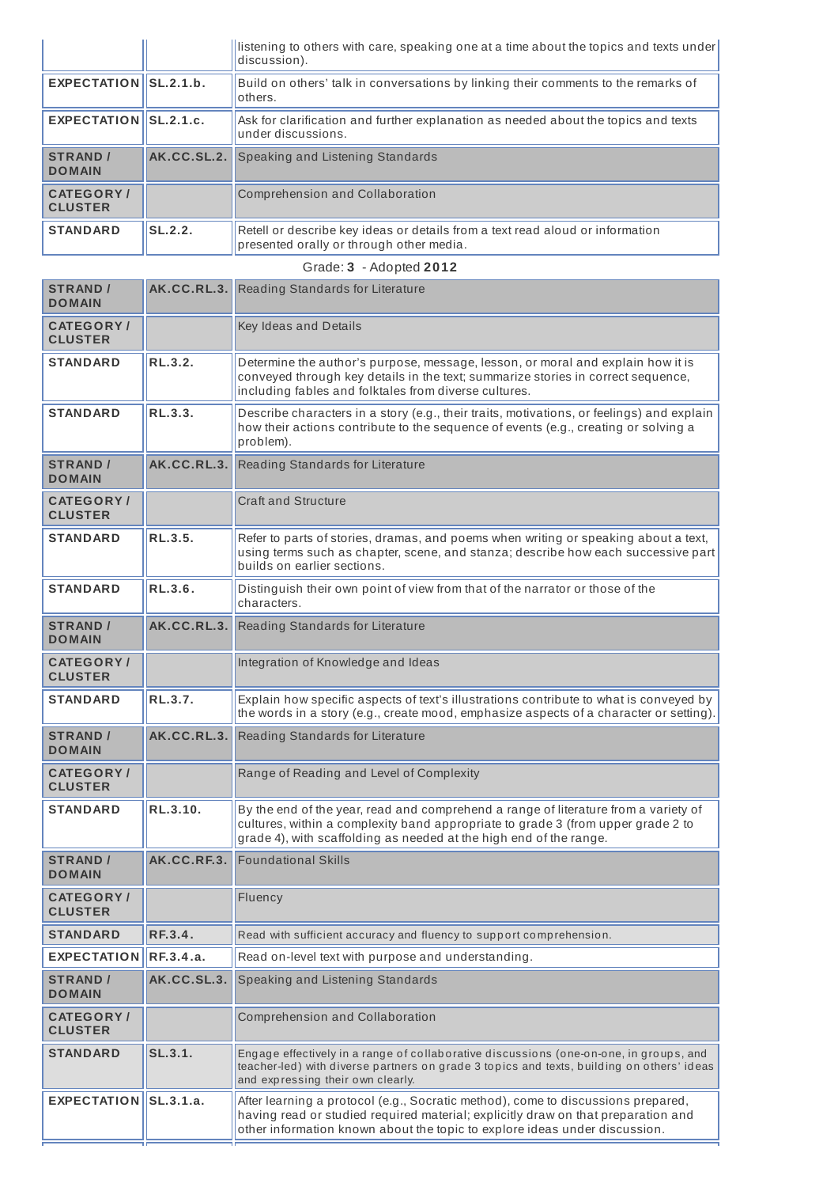| | | |
|---|---|---|
| | | listening to others with care, speaking one at a time about the topics and texts under discussion). |
| **EXPECTATION** | **SL.2.1.b.** | Build on others' talk in conversations by linking their comments to the remarks of others. |
| **EXPECTATION** | **SL.2.1.c.** | Ask for clarification and further explanation as needed about the topics and texts under discussions. |
| **STRAND / DOMAIN** | **AK.CC.SL.2.** | Speaking and Listening Standards |
| **CATEGORY / CLUSTER** | | Comprehension and Collaboration |
| **STANDARD** | **SL.2.2.** | Retell or describe key ideas or details from a text read aloud or information presented orally or through other media. |

Grade: **3** - Adopted **2012**

| | | |
|---|---|---|
| **STRAND / DOMAIN** | **AK.CC.RL.3.** | Reading Standards for Literature |
| **CATEGORY / CLUSTER** | | Key Ideas and Details |
| **STANDARD** | **RL.3.2.** | Determine the author's purpose, message, lesson, or moral and explain how it is conveyed through key details in the text; summarize stories in correct sequence, including fables and folktales from diverse cultures. |
| **STANDARD** | **RL.3.3.** | Describe characters in a story (e.g., their traits, motivations, or feelings) and explain how their actions contribute to the sequence of events (e.g., creating or solving a problem). |
| **STRAND / DOMAIN** | **AK.CC.RL.3.** | Reading Standards for Literature |
| **CATEGORY / CLUSTER** | | Craft and Structure |
| **STANDARD** | **RL.3.5.** | Refer to parts of stories, dramas, and poems when writing or speaking about a text, using terms such as chapter, scene, and stanza; describe how each successive part builds on earlier sections. |
| **STANDARD** | **RL.3.6.** | Distinguish their own point of view from that of the narrator or those of the characters. |
| **STRAND / DOMAIN** | **AK.CC.RL.3.** | Reading Standards for Literature |
| **CATEGORY / CLUSTER** | | Integration of Knowledge and Ideas |
| **STANDARD** | **RL.3.7.** | Explain how specific aspects of text's illustrations contribute to what is conveyed by the words in a story (e.g., create mood, emphasize aspects of a character or setting). |
| **STRAND / DOMAIN** | **AK.CC.RL.3.** | Reading Standards for Literature |
| **CATEGORY / CLUSTER** | | Range of Reading and Level of Complexity |
| **STANDARD** | **RL.3.10.** | By the end of the year, read and comprehend a range of literature from a variety of cultures, within a complexity band appropriate to grade 3 (from upper grade 2 to grade 4), with scaffolding as needed at the high end of the range. |
| **STRAND / DOMAIN** | **AK.CC.RF.3.** | Foundational Skills |
| **CATEGORY / CLUSTER** | | Fluency |
| **STANDARD** | **RF.3.4.** | Read with sufficient accuracy and fluency to support comprehension. |
| **EXPECTATION** | **RF.3.4.a.** | Read on-level text with purpose and understanding. |
| **STRAND / DOMAIN** | **AK.CC.SL.3.** | Speaking and Listening Standards |
| **CATEGORY / CLUSTER** | | Comprehension and Collaboration |
| **STANDARD** | **SL.3.1.** | Engage effectively in a range of collaborative discussions (one-on-one, in groups, and teacher-led) with diverse partners on grade 3 topics and texts, building on others' ideas and expressing their own clearly. |
| **EXPECTATION** | **SL.3.1.a.** | After learning a protocol (e.g., Socratic method), come to discussions prepared, having read or studied required material; explicitly draw on that preparation and other information known about the topic to explore ideas under discussion. |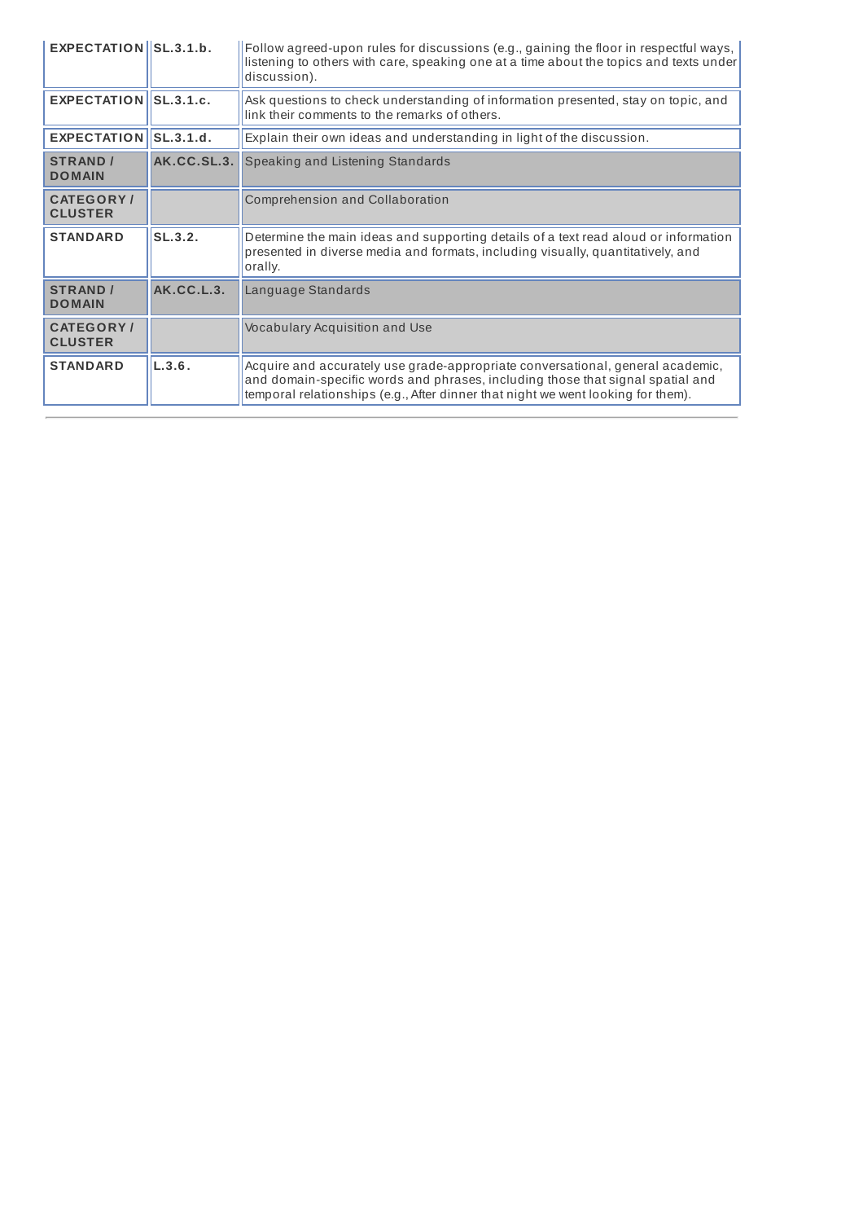| | | |
|---|---|---|
| **EXPECTATION** | **SL.3.1.b.** | Follow agreed-upon rules for discussions (e.g., gaining the floor in respectful ways, listening to others with care, speaking one at a time about the topics and texts under discussion). |
| **EXPECTATION** | **SL.3.1.c.** | Ask questions to check understanding of information presented, stay on topic, and link their comments to the remarks of others. |
| **EXPECTATION** | **SL.3.1.d.** | Explain their own ideas and understanding in light of the discussion. |
| **STRAND / DOMAIN** | **AK.CC.SL.3.** | Speaking and Listening Standards |
| **CATEGORY / CLUSTER** | | Comprehension and Collaboration |
| **STANDARD** | **SL.3.2.** | Determine the main ideas and supporting details of a text read aloud or information presented in diverse media and formats, including visually, quantitatively, and orally. |
| **STRAND / DOMAIN** | **AK.CC.L.3.** | Language Standards |
| **CATEGORY / CLUSTER** | | Vocabulary Acquisition and Use |
| **STANDARD** | **L.3.6.** | Acquire and accurately use grade-appropriate conversational, general academic, and domain-specific words and phrases, including those that signal spatial and temporal relationships (e.g., After dinner that night we went looking for them). |